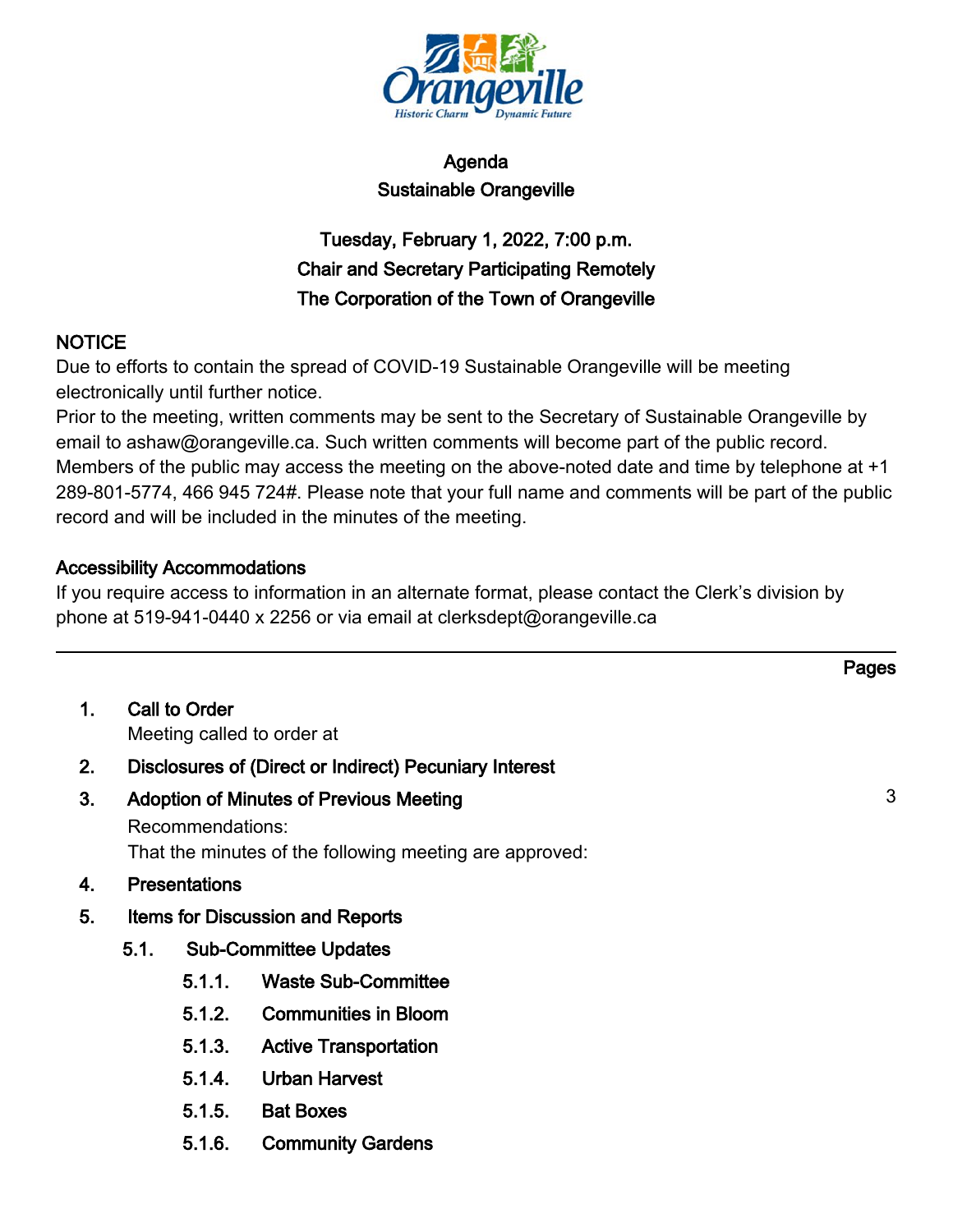# Agenda
## Sustainable Orangeville

**Tuesday, February 1, 2022, 7:00 p.m.**
**Chair and Secretary Participating Remotely**
**The Corporation of the Town of Orangeville**

### NOTICE

Due to efforts to contain the spread of COVID-19 Sustainable Orangeville will be meeting electronically until further notice.

Prior to the meeting, written comments may be sent to the Secretary of Sustainable Orangeville by email to ashaw@orangeville.ca. Such written comments will become part of the public record.

Members of the public may access the meeting on the above-noted date and time by telephone at +1 289-801-5774, 466 945 724#. Please note that your full name and comments will be part of the public record and will be included in the minutes of the meeting.

### Accessibility Accommodations

If you require access to information in an alternate format, please contact the Clerk's division by phone at 519-941-0440 x 2256 or via email at clerksdept@orangeville.ca

---

Pages

1. **Call to Order**
   Meeting called to order at
2. **Disclosures of (Direct or Indirect) Pecuniary Interest**
3. **Adoption of Minutes of Previous Meeting** — 3
   Recommendations:
   That the minutes of the following meeting are approved:
4. **Presentations**
5. **Items for Discussion and Reports**
   - 5.1. **Sub-Committee Updates**
     - 5.1.1. **Waste Sub-Committee**
     - 5.1.2. **Communities in Bloom**
     - 5.1.3. **Active Transportation**
     - 5.1.4. **Urban Harvest**
     - 5.1.5. **Bat Boxes**
     - 5.1.6. **Community Gardens**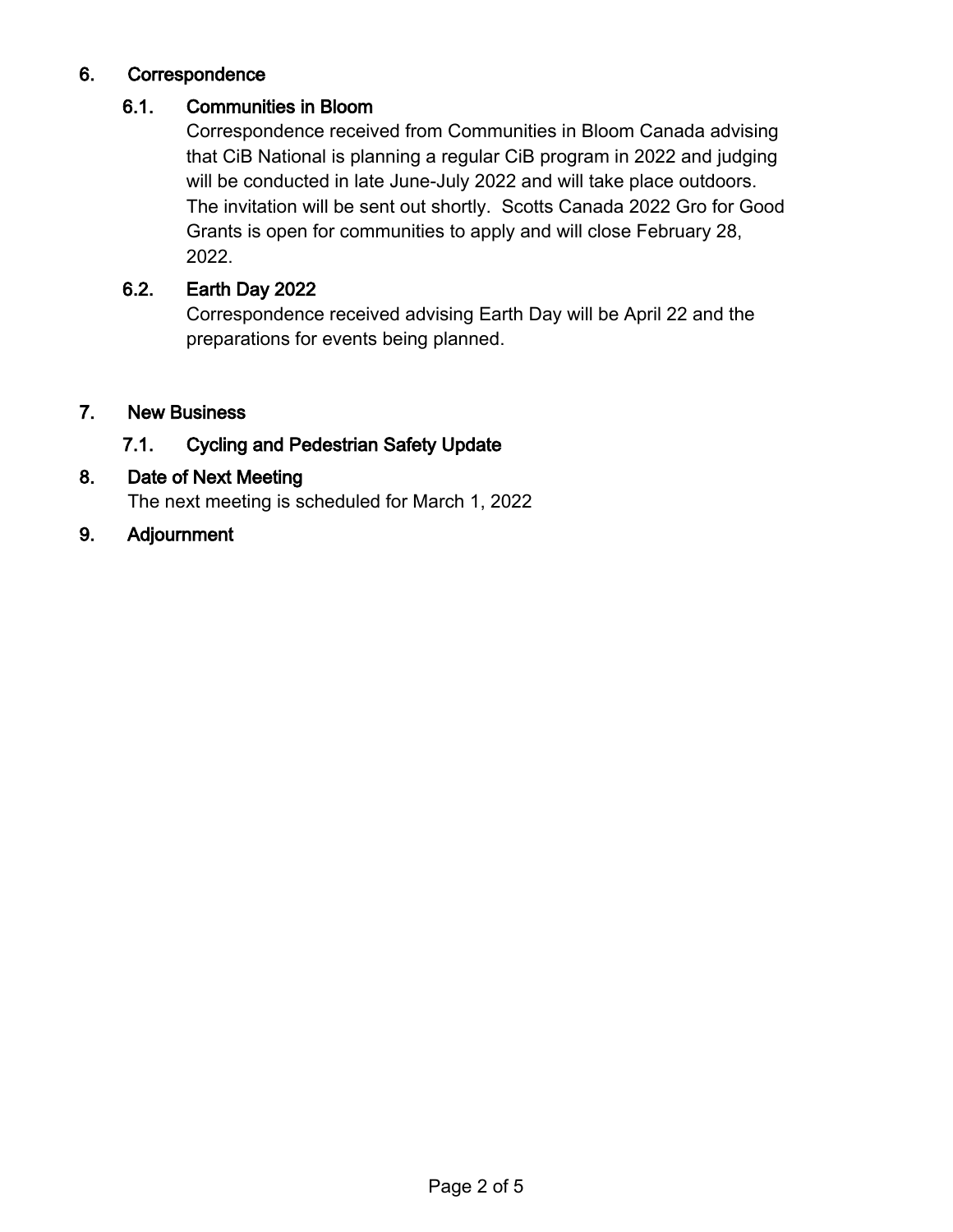## 6. Correspondence

### 6.1. Communities in Bloom

Correspondence received from Communities in Bloom Canada advising that CiB National is planning a regular CiB program in 2022 and judging will be conducted in late June-July 2022 and will take place outdoors. The invitation will be sent out shortly. Scotts Canada 2022 Gro for Good Grants is open for communities to apply and will close February 28, 2022.

### 6.2. Earth Day 2022

Correspondence received advising Earth Day will be April 22 and the preparations for events being planned.

## 7. New Business

### 7.1. Cycling and Pedestrian Safety Update

## 8. Date of Next Meeting

The next meeting is scheduled for March 1, 2022

## 9. Adjournment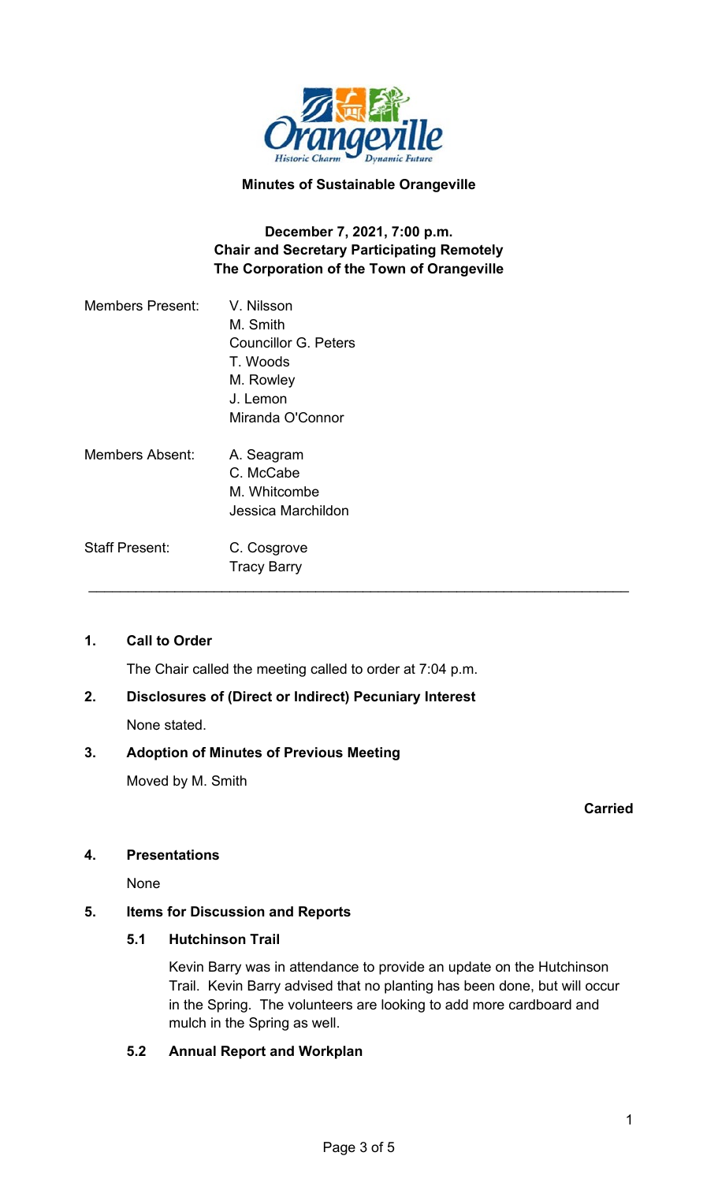**Minutes of Sustainable Orangeville**

**December 7, 2021, 7:00 p.m.**
**Chair and Secretary Participating Remotely**
**The Corporation of the Town of Orangeville**

| | |
|---|---|
| Members Present: | V. Nilsson<br>M. Smith<br>Councillor G. Peters<br>T. Woods<br>M. Rowley<br>J. Lemon<br>Miranda O'Connor |
| Members Absent: | A. Seagram<br>C. McCabe<br>M. Whitcombe<br>Jessica Marchildon |
| Staff Present: | C. Cosgrove<br>Tracy Barry |

---

## 1. Call to Order

The Chair called the meeting called to order at 7:04 p.m.

## 2. Disclosures of (Direct or Indirect) Pecuniary Interest

None stated.

## 3. Adoption of Minutes of Previous Meeting

Moved by M. Smith

**Carried**

## 4. Presentations

None

## 5. Items for Discussion and Reports

### 5.1 Hutchinson Trail

Kevin Barry was in attendance to provide an update on the Hutchinson Trail. Kevin Barry advised that no planting has been done, but will occur in the Spring. The volunteers are looking to add more cardboard and mulch in the Spring as well.

### 5.2 Annual Report and Workplan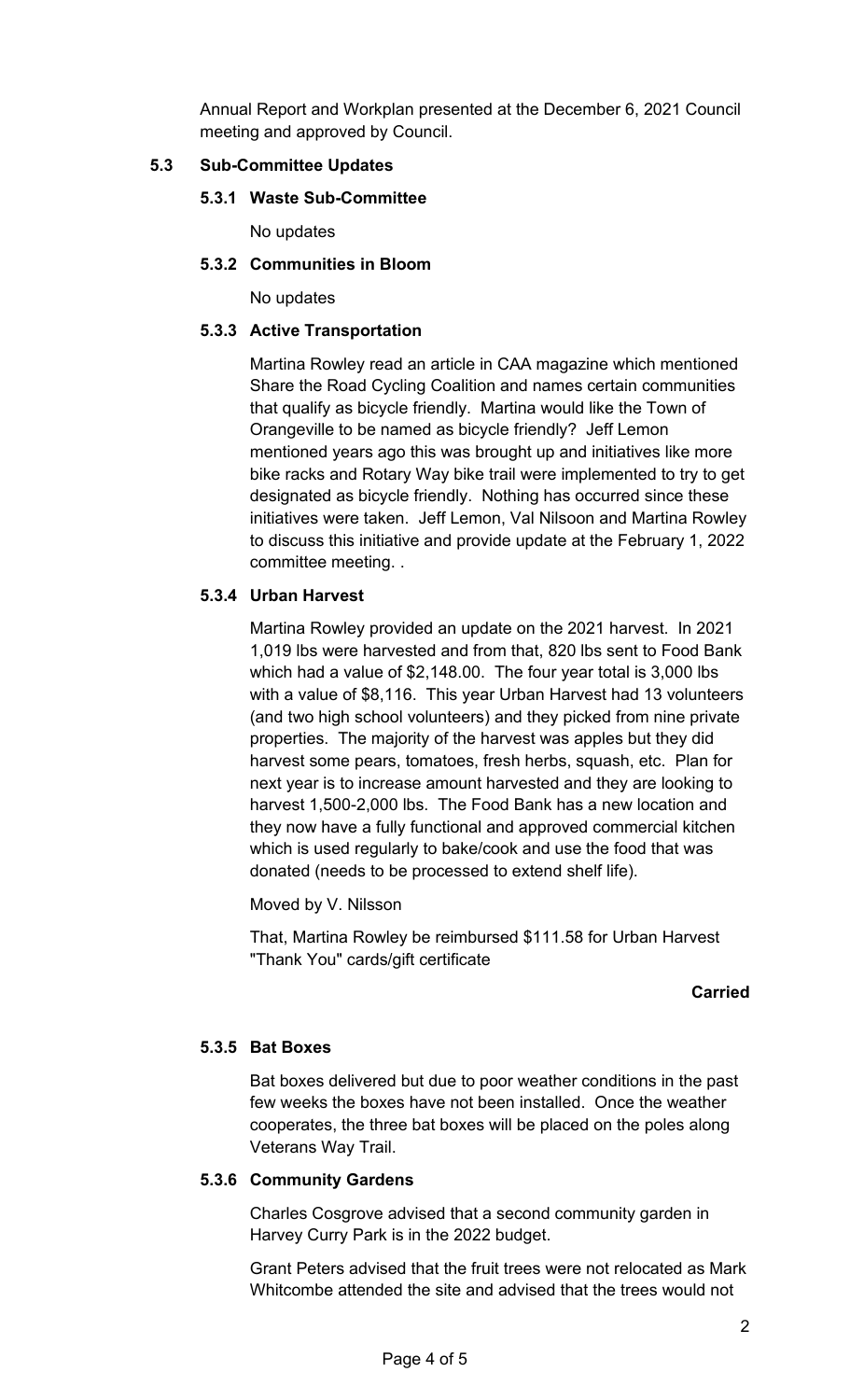Annual Report and Workplan presented at the December 6, 2021 Council meeting and approved by Council.

## 5.3 Sub-Committee Updates

### 5.3.1 Waste Sub-Committee

No updates

### 5.3.2 Communities in Bloom

No updates

### 5.3.3 Active Transportation

Martina Rowley read an article in CAA magazine which mentioned Share the Road Cycling Coalition and names certain communities that qualify as bicycle friendly. Martina would like the Town of Orangeville to be named as bicycle friendly? Jeff Lemon mentioned years ago this was brought up and initiatives like more bike racks and Rotary Way bike trail were implemented to try to get designated as bicycle friendly. Nothing has occurred since these initiatives were taken. Jeff Lemon, Val Nilsoon and Martina Rowley to discuss this initiative and provide update at the February 1, 2022 committee meeting. .

### 5.3.4 Urban Harvest

Martina Rowley provided an update on the 2021 harvest. In 2021 1,019 lbs were harvested and from that, 820 lbs sent to Food Bank which had a value of $2,148.00. The four year total is 3,000 lbs with a value of $8,116. This year Urban Harvest had 13 volunteers (and two high school volunteers) and they picked from nine private properties. The majority of the harvest was apples but they did harvest some pears, tomatoes, fresh herbs, squash, etc. Plan for next year is to increase amount harvested and they are looking to harvest 1,500-2,000 lbs. The Food Bank has a new location and they now have a fully functional and approved commercial kitchen which is used regularly to bake/cook and use the food that was donated (needs to be processed to extend shelf life).

Moved by V. Nilsson

That, Martina Rowley be reimbursed $111.58 for Urban Harvest "Thank You" cards/gift certificate

**Carried**

### 5.3.5 Bat Boxes

Bat boxes delivered but due to poor weather conditions in the past few weeks the boxes have not been installed. Once the weather cooperates, the three bat boxes will be placed on the poles along Veterans Way Trail.

### 5.3.6 Community Gardens

Charles Cosgrove advised that a second community garden in Harvey Curry Park is in the 2022 budget.

Grant Peters advised that the fruit trees were not relocated as Mark Whitcombe attended the site and advised that the trees would not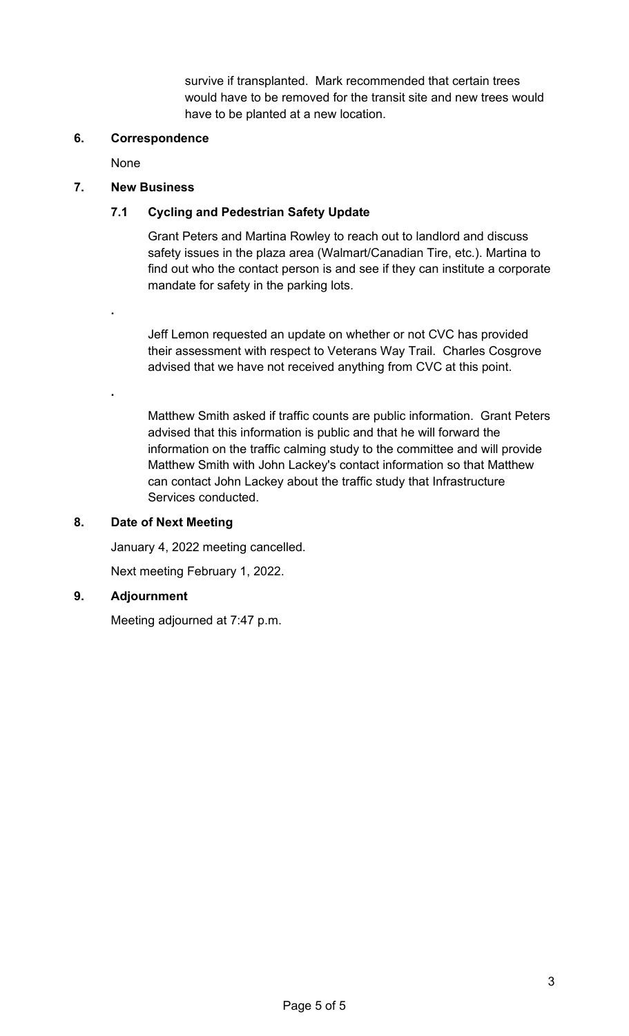survive if transplanted. Mark recommended that certain trees would have to be removed for the transit site and new trees would have to be planted at a new location.

## 6. Correspondence

None

## 7. New Business

### 7.1 Cycling and Pedestrian Safety Update

Grant Peters and Martina Rowley to reach out to landlord and discuss safety issues in the plaza area (Walmart/Canadian Tire, etc.). Martina to find out who the contact person is and see if they can institute a corporate mandate for safety in the parking lots.

.

Jeff Lemon requested an update on whether or not CVC has provided their assessment with respect to Veterans Way Trail. Charles Cosgrove advised that we have not received anything from CVC at this point.

.

Matthew Smith asked if traffic counts are public information. Grant Peters advised that this information is public and that he will forward the information on the traffic calming study to the committee and will provide Matthew Smith with John Lackey's contact information so that Matthew can contact John Lackey about the traffic study that Infrastructure Services conducted.

## 8. Date of Next Meeting

January 4, 2022 meeting cancelled.

Next meeting February 1, 2022.

## 9. Adjournment

Meeting adjourned at 7:47 p.m.